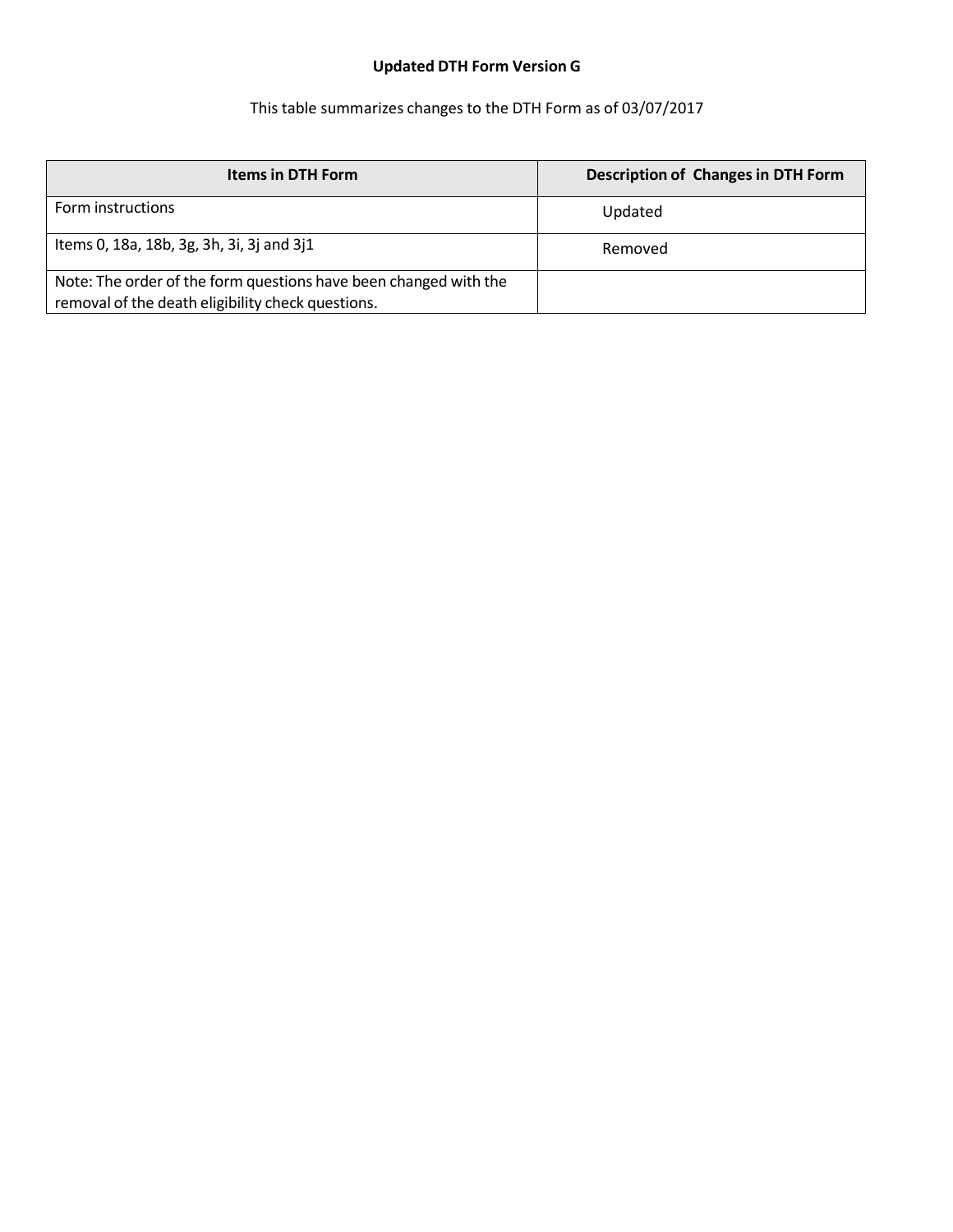**Updated DTH Form Version G**

This table summarizes changes to the DTH Form as of 03/07/2017

| Items in DTH Form | Description of Changes in DTH Form |
| --- | --- |
| Form instructions | Updated |
| Items 0, 18a, 18b, 3g, 3h, 3i, 3j and 3j1 | Removed |
| Note: The order of the form questions have been changed with the removal of the death eligibility check questions. | |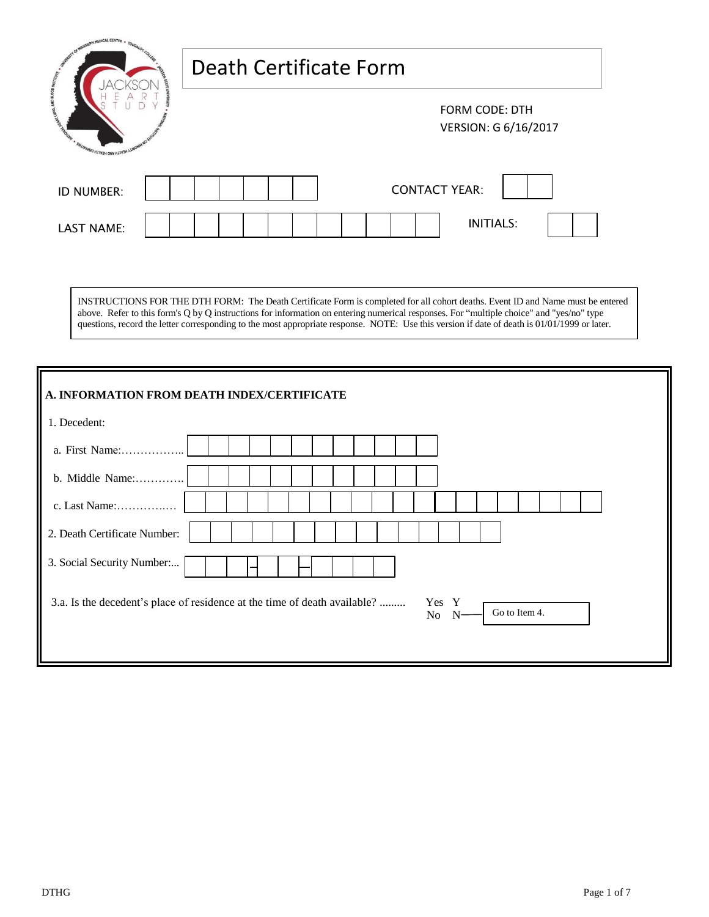# Death Certificate Form

FORM CODE: DTH
VERSION: G 6/16/2017

ID NUMBER: ☐☐☐☐☐☐☐

CONTACT YEAR: ☐☐

LAST NAME: ☐☐☐☐☐☐☐☐☐☐☐☐

INITIALS: ☐☐

INSTRUCTIONS FOR THE DTH FORM: The Death Certificate Form is completed for all cohort deaths. Event ID and Name must be entered above. Refer to this form's Q by Q instructions for information on entering numerical responses. For "multiple choice" and "yes/no" type questions, record the letter corresponding to the most appropriate response. NOTE: Use this version if date of death is 01/01/1999 or later.

## A. INFORMATION FROM DEATH INDEX/CERTIFICATE

1. Decedent:

   a. First Name:…………….. ☐☐☐☐☐☐☐☐☐☐☐☐

   b. Middle Name:…………. ☐☐☐☐☐☐☐☐☐☐☐☐

   c. Last Name:…………..… ☐☐☐☐☐☐☐☐☐☐☐☐☐☐☐☐☐☐☐☐

2. Death Certificate Number: ☐☐☐☐☐☐☐☐☐☐☐☐☐☐☐

3. Social Security Number:... ☐☐☐–☐☐–☐☐☐☐

3.a. Is the decedent's place of residence at the time of death available? .........
- Yes Y
- No N → Go to Item 4.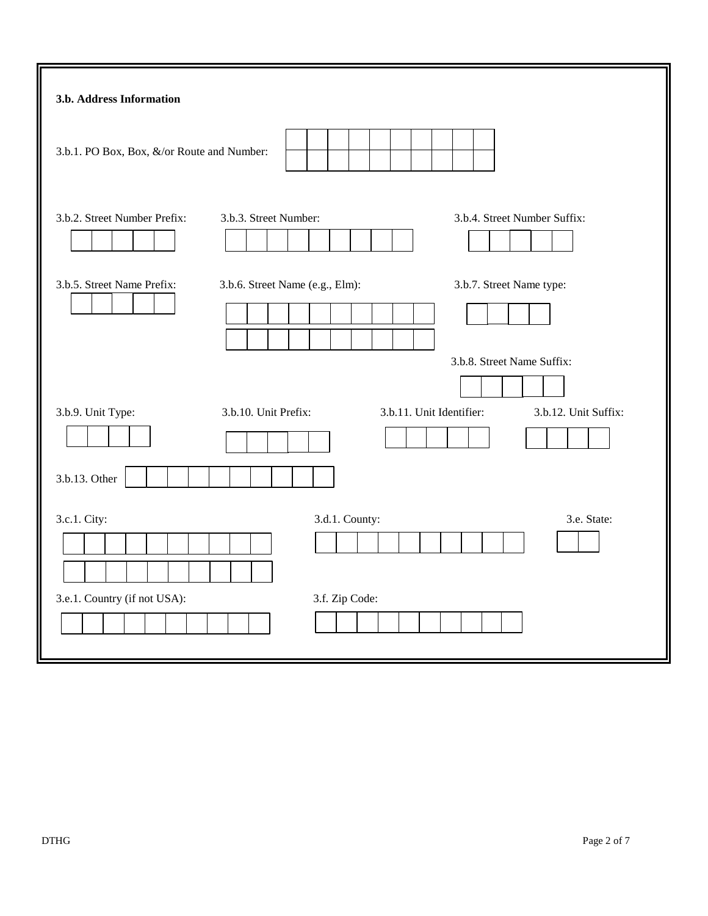**3.b. Address Information**

3.b.1. PO Box, Box, &/or Route and Number:

3.b.2. Street Number Prefix:

3.b.3. Street Number:

3.b.4. Street Number Suffix:

3.b.5. Street Name Prefix:

3.b.6. Street Name (e.g., Elm):

3.b.7. Street Name type:

3.b.8. Street Name Suffix:

3.b.9. Unit Type:

3.b.10. Unit Prefix:

3.b.11. Unit Identifier:

3.b.12. Unit Suffix:

3.b.13. Other

3.c.1. City:

3.d.1. County:

3.e. State:

3.e.1. Country (if not USA):

3.f. Zip Code: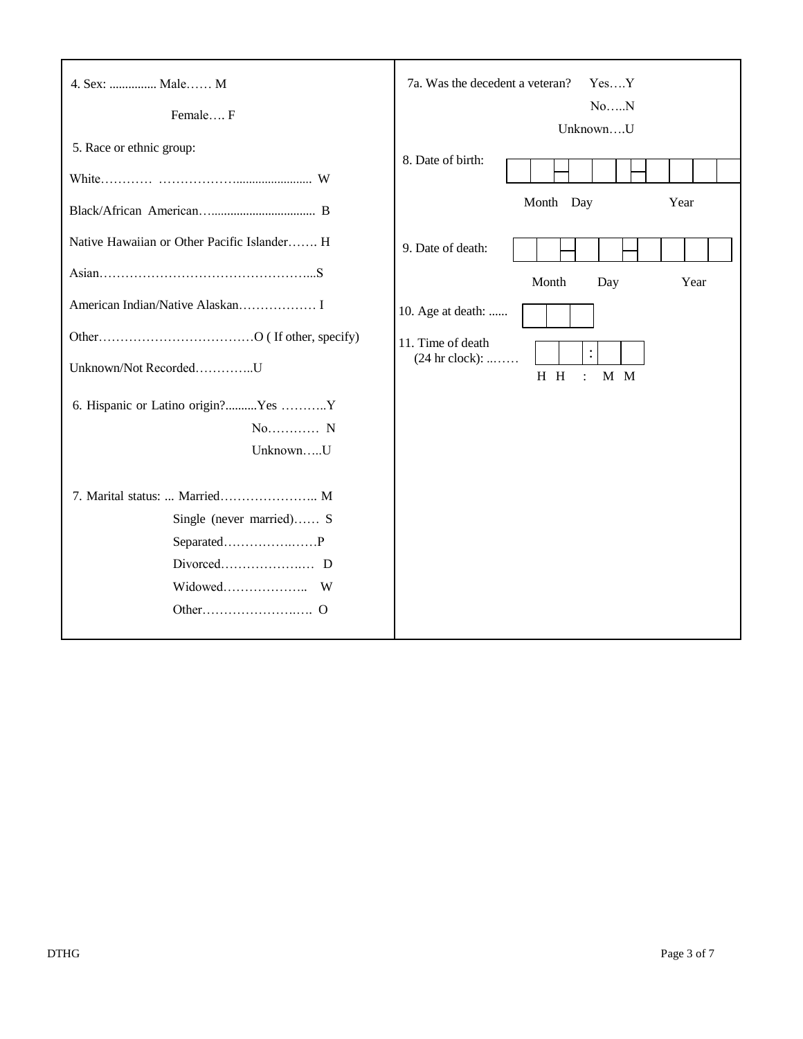4. Sex: ............... Male…… M

Female…. F

5. Race or ethnic group:

White………… ……………….…................... W

Black/African American…................................ B

Native Hawaiian or Other Pacific Islander……. H

Asian…………………………………………...S

American Indian/Native Alaskan……………… I

Other………………………………O ( If other, specify)

Unknown/Not Recorded…………..U

6. Hispanic or Latino origin?..........Yes ………..Y

No………… N

Unknown…..U

7. Marital status: ... Married………………….. M

Single (never married)…… S

Separated……………..……P

Divorced………………..… D

Widowed……………….. W

Other…………………..…. O

7a. Was the decedent a veteran? Yes….Y

No…..N

Unknown….U

8. Date of birth: __ __ - __ __ - __ __ __ __

Month Day Year

9. Date of death: __ __ - __ __ - __ __ __ __

Month Day Year

10. Age at death: ...... __ __ __

11. Time of death (24 hr clock): ..…… __ __ : __ __

H H : M M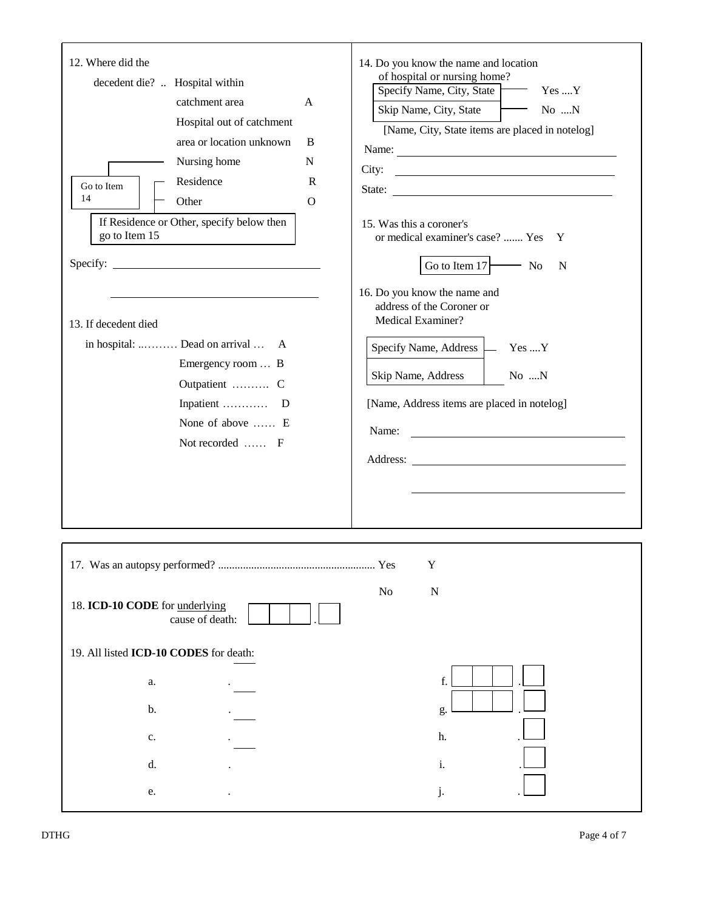12. Where did the decedent die? .. Hospital within catchment area A
Hospital out of catchment area or location unknown B
Nursing home N
Residence R
Other O

Go to Item 14

If Residence or Other, specify below then go to Item 15

Specify: ______________________________

______________________________

13. If decedent died in hospital: ..……… Dead on arrival … A
Emergency room … B
Outpatient ………. C
Inpatient ………… D
None of above …… E
Not recorded …… F

14. Do you know the name and location of hospital or nursing home?

Specify Name, City, State — Yes ....Y
Skip Name, City, State — No ....N

[Name, City, State items are placed in notelog]

Name: ______________________________

City: ______________________________

State: ______________________________

15. Was this a coroner's or medical examiner's case? ....... Yes Y

Go to Item 17 — No N

16. Do you know the name and address of the Coroner or Medical Examiner?

Specify Name, Address — Yes ....Y
Skip Name, Address — No ....N

[Name, Address items are placed in notelog]

Name: ______________________________

Address: ______________________________

______________________________

17. Was an autopsy performed? ......................................................... Yes Y

No N

18. **ICD-10 CODE** for underlying cause of death: [ ][ ][ ] . [ ]

19. All listed **ICD-10 CODES** for death:

a. .
b. .
c. .
d. .
e. .

f. [ ][ ][ ] . [ ]
g. [ ][ ][ ] . [ ]
h. . [ ]
i. . [ ]
j. . [ ]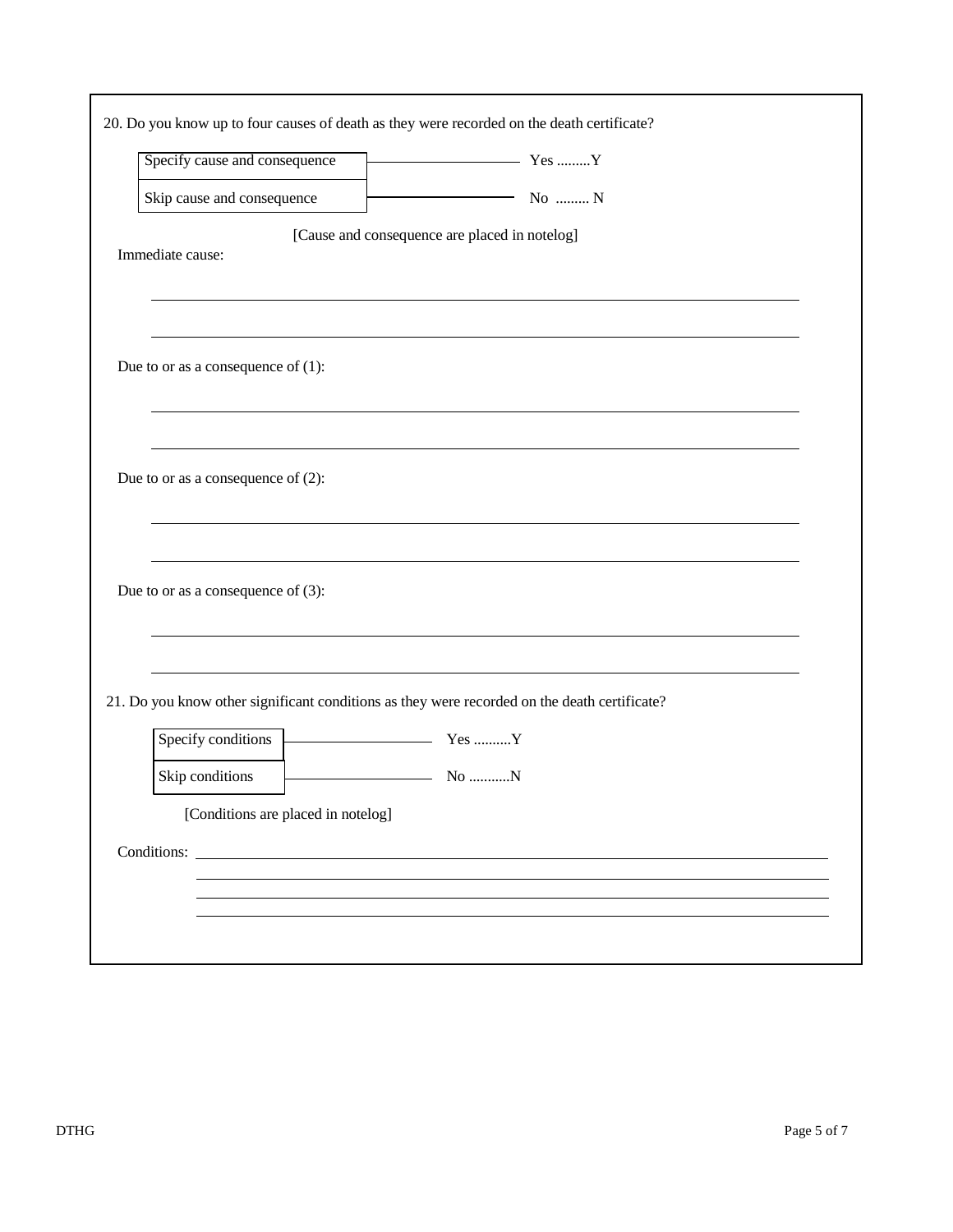20. Do you know up to four causes of death as they were recorded on the death certificate?

| | |
|---|---|
| Specify cause and consequence | Yes .........Y |
| Skip cause and consequence | No ......... N |

[Cause and consequence are placed in notelog]

Immediate cause:

______________________________________________________________________

______________________________________________________________________

Due to or as a consequence of (1):

______________________________________________________________________

______________________________________________________________________

Due to or as a consequence of (2):

______________________________________________________________________

______________________________________________________________________

Due to or as a consequence of (3):

______________________________________________________________________

______________________________________________________________________

21. Do you know other significant conditions as they were recorded on the death certificate?

| | |
|---|---|
| Specify conditions | Yes ..........Y |
| Skip conditions | No ...........N |

[Conditions are placed in notelog]

Conditions: ______________________________________________________________________

______________________________________________________________________

______________________________________________________________________

______________________________________________________________________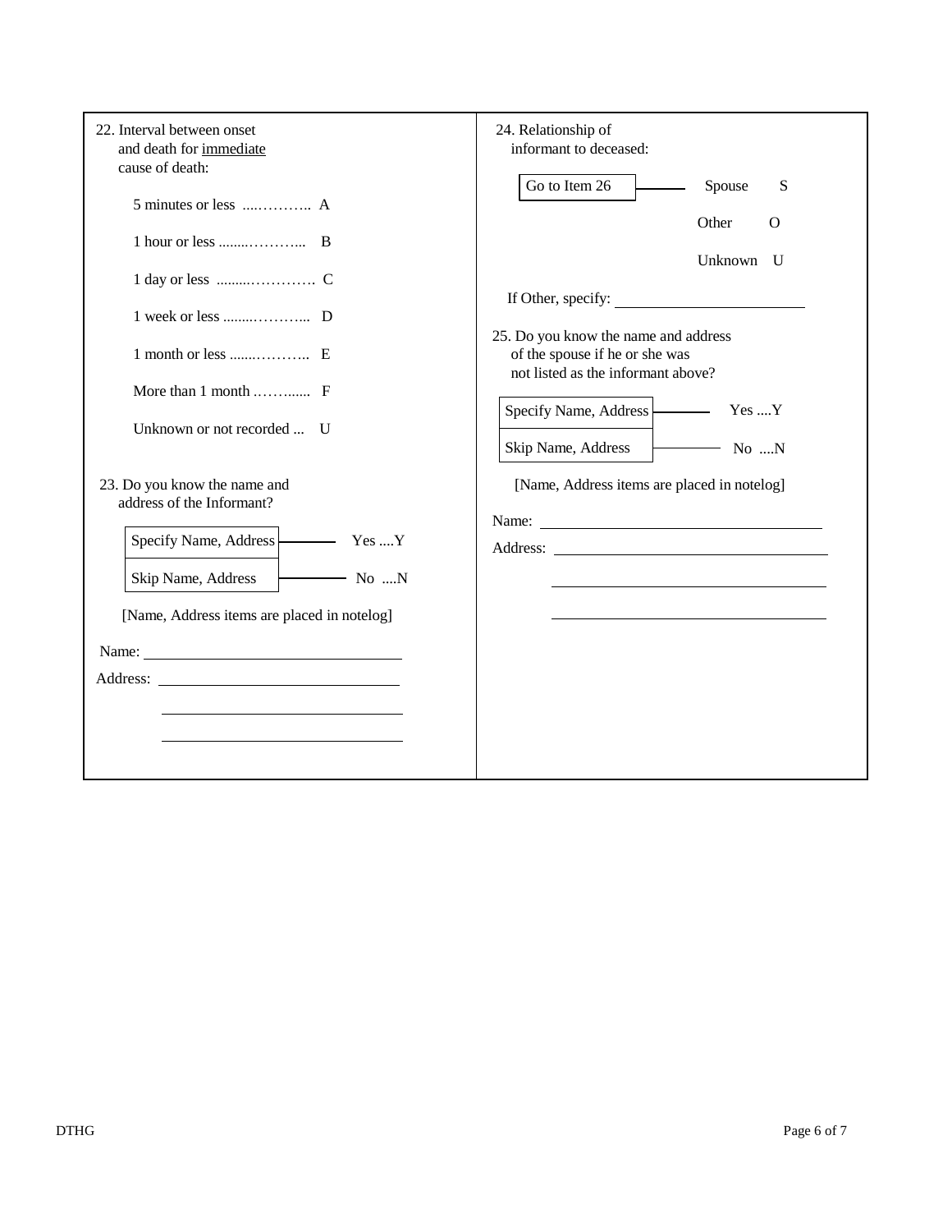22. Interval between onset and death for <u>immediate</u> cause of death:

- 5 minutes or less ....……….. A
- 1 hour or less ........………... B
- 1 day or less .........…………. C
- 1 week or less ........………... D
- 1 month or less ......……….. E
- More than 1 month ……...... F
- Unknown or not recorded ... U

23. Do you know the name and address of the Informant?

| | |
|---|---|
| Specify Name, Address | Yes ....Y |
| Skip Name, Address | No ....N |

[Name, Address items are placed in notelog]

Name: ____________________

Address: ____________________

____________________

____________________

24. Relationship of informant to deceased:

| | | |
|---|---|---|
| Go to Item 26 | Spouse | S |
| | Other | O |
| | Unknown | U |

If Other, specify: ____________________

25. Do you know the name and address of the spouse if he or she was not listed as the informant above?

| | |
|---|---|
| Specify Name, Address | Yes ....Y |
| Skip Name, Address | No ....N |

[Name, Address items are placed in notelog]

Name: ____________________

Address: ____________________

____________________

____________________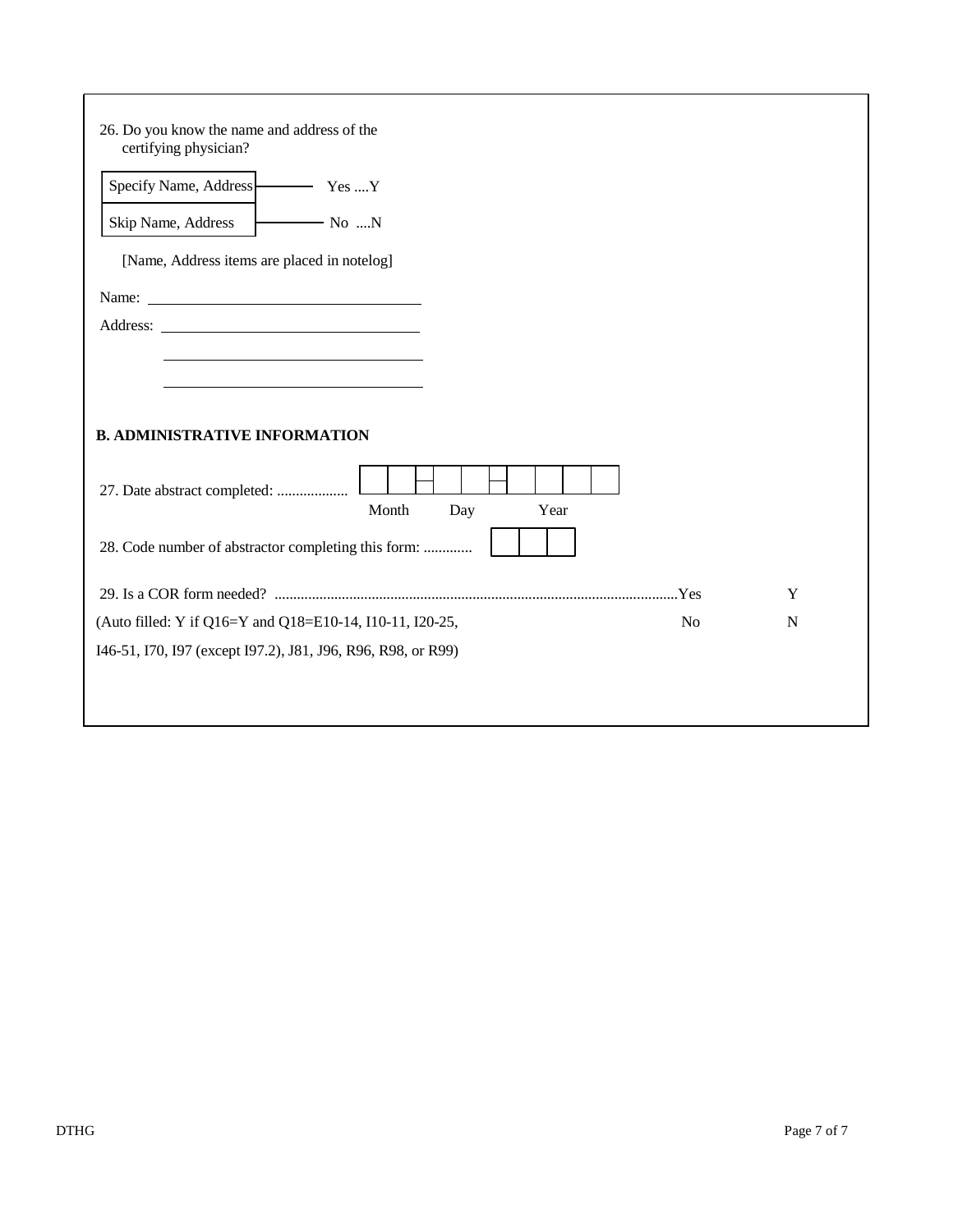26. Do you know the name and address of the certifying physician?

| | |
|---|---|
| Specify Name, Address | Yes ....Y |
| Skip Name, Address | No ....N |

[Name, Address items are placed in notelog]

Name: ______________________________

Address: ______________________________

______________________________

______________________________

**B. ADMINISTRATIVE INFORMATION**

27. Date abstract completed: ................... [ ][ ] - [ ][ ] - [ ][ ][ ][ ]
Month Day Year

28. Code number of abstractor completing this form: ............. [ ][ ][ ]

29. Is a COR form needed? ............................................................................................................Yes Y

(Auto filled: Y if Q16=Y and Q18=E10-14, I10-11, I20-25, No N

I46-51, I70, I97 (except I97.2), J81, J96, R96, R98, or R99)